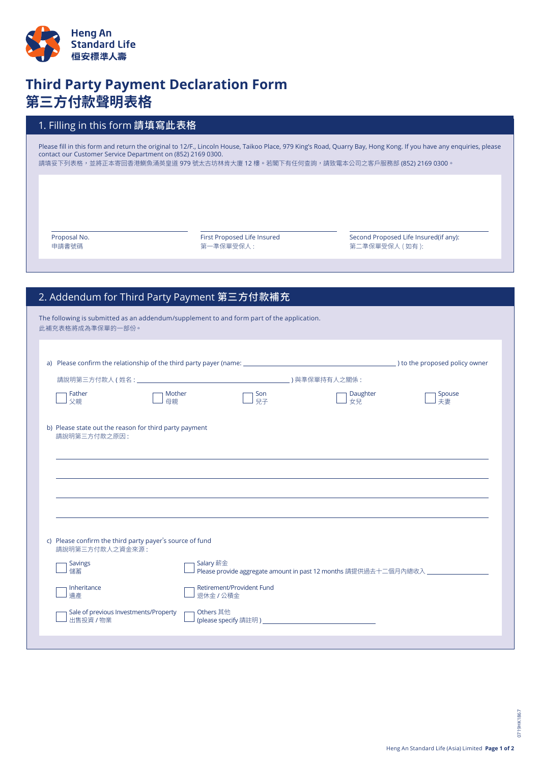Heng An Standard Life
恒安標準人壽

# Third Party Payment Declaration Form
# 第三方付款聲明表格

## 1. Filling in this form 請填寫此表格

Please fill in this form and return the original to 12/F., Lincoln House, Taikoo Place, 979 King's Road, Quarry Bay, Hong Kong. If you have any enquiries, please contact our Customer Service Department on (852) 2169 0300.
請填妥下列表格，並將正本寄回香港鰂魚涌英皇道 979 號太古坊林肯大廈 12 樓。若閣下有任何查詢，請致電本公司之客戶服務部 (852) 2169 0300。

| Proposal No.<br>申請書號碼 | First Proposed Life Insured<br>第一準保單受保人： | Second Proposed Life Insured(if any):<br>第二準保單受保人（如有）: |
|---|---|---|

## 2. Addendum for Third Party Payment 第三方付款補充

The following is submitted as an addendum/supplement to and form part of the application.
此補充表格將成為準保單的一部份。

a) Please confirm the relationship of the third party payer (name: ______________________________) to the proposed policy owner
請說明第三方付款人（姓名：______________________________）與準保單持有人之關係：

- ☐ Father 父親
- ☐ Mother 母親
- ☐ Son 兒子
- ☐ Daughter 女兒
- ☐ Spouse 夫妻

b) Please state out the reason for third party payment
請說明第三方付款之原因：

______________________________________________________________

______________________________________________________________

______________________________________________________________

______________________________________________________________

c) Please confirm the third party payer's source of fund
請說明第三方付款人之資金來源：

- ☐ Savings 儲蓄
- ☐ Salary 薪金
  Please provide aggregate amount in past 12 months 請提供過去十二個月內總收入 ______________
- ☐ Inheritance 遺產
- ☐ Retirement/Provident Fund 退休金 / 公積金
- ☐ Sale of previous Investments/Property 出售投資 / 物業
- ☐ Others 其他
  (please specify 請註明) ______________________________

0719HK1867

Heng An Standard Life (Asia) Limited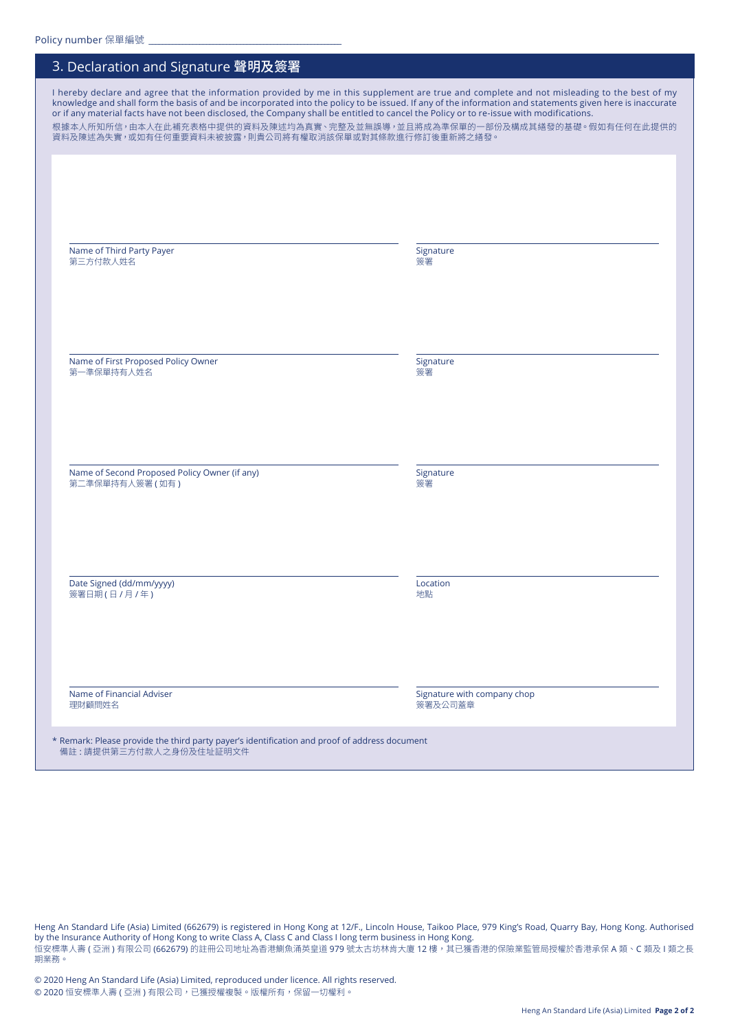Policy number 保單編號 ________________________________

## 3. Declaration and Signature 聲明及簽署

I hereby declare and agree that the information provided by me in this supplement are true and complete and not misleading to the best of my knowledge and shall form the basis of and be incorporated into the policy to be issued. If any of the information and statements given here is inaccurate or if any material facts have not been disclosed, the Company shall be entitled to cancel the Policy or to re-issue with modifications.

根據本人所知所信，由本人在此補充表格中提供的資料及陳述均為真實、完整及並無誤導，並且將成為準保單的一部份及構成其繕發的基礎。假如有任何在此提供的資料及陳述為失實，或如有任何重要資料未被披露，則貴公司將有權取消該保單或對其條款進行修訂後重新將之繕發。

| | |
|---|---|
| Name of Third Party Payer<br>第三方付款人姓名 | Signature<br>簽署 |
| Name of First Proposed Policy Owner<br>第一準保單持有人姓名 | Signature<br>簽署 |
| Name of Second Proposed Policy Owner (if any)<br>第二準保單持有人簽署 ( 如有 ) | Signature<br>簽署 |
| Date Signed (dd/mm/yyyy)<br>簽署日期 ( 日 / 月 / 年 ) | Location<br>地點 |
| Name of Financial Adviser<br>理財顧問姓名 | Signature with company chop<br>簽署及公司蓋章 |

* Remark: Please provide the third party payer's identification and proof of address document
備註：請提供第三方付款人之身份及住址証明文件

Heng An Standard Life (Asia) Limited (662679) is registered in Hong Kong at 12/F., Lincoln House, Taikoo Place, 979 King's Road, Quarry Bay, Hong Kong. Authorised by the Insurance Authority of Hong Kong to write Class A, Class C and Class I long term business in Hong Kong.
恒安標準人壽 ( 亞洲 ) 有限公司 (662679) 的註冊公司地址為香港鰂魚涌英皇道 979 號太古坊林肯大廈 12 樓，其已獲香港的保險業監管局授權於香港承保 A 類、C 類及 I 類之長期業務。

© 2020 Heng An Standard Life (Asia) Limited, reproduced under licence. All rights reserved.
© 2020 恒安標準人壽 ( 亞洲 ) 有限公司，已獲授權複製。版權所有，保留一切權利。